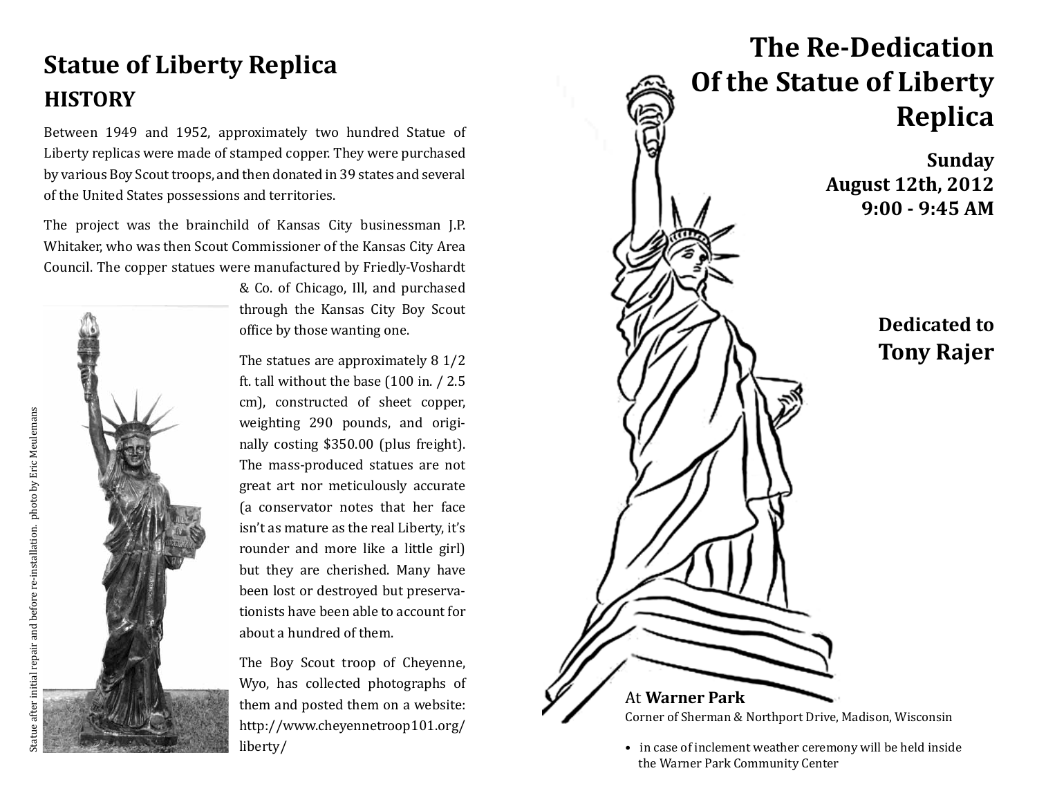## Statue of Liberty Replica

### HISTORY

Between 1949 and 1952, approximately two hundred Statue of Liberty replicas were made of stamped copper. They were purchased by various Boy Scout troops, and then donated in 39 states and several of the United States possessions and territories.

The project was the brainchild of Kansas City businessman J.P. Whitaker, who was then Scout Commissioner of the Kansas City Area Council. The copper statues were manufactured by Friedly-Voshardt & Co. of Chicago, Ill, and purchased through the Kansas City Boy Scout office by those wanting one.

The statues are approximately 8 1/2 ft. tall without the base (100 in. / 2.5 cm), constructed of sheet copper, weighting 290 pounds, and originally costing $350.00 (plus freight). The mass-produced statues are not great art nor meticulously accurate (a conservator notes that her face isn't as mature as the real Liberty, it's rounder and more like a little girl) but they are cherished. Many have been lost or destroyed but preservationists have been able to account for about a hundred of them.

The Boy Scout troop of Cheyenne, Wyo, has collected photographs of them and posted them on a website: http://www.cheyennetroop101.org/liberty/

Statue after initial repair and before re-installation. photo by Eric Meulemans

# The Re-Dedication Of the Statue of Liberty Replica

**Sunday**
**August 12th, 2012**
**9:00 - 9:45 AM**

**Dedicated to**
**Tony Rajer**

At **Warner Park**
Corner of Sherman & Northport Drive, Madison, Wisconsin

- in case of inclement weather ceremony will be held inside the Warner Park Community Center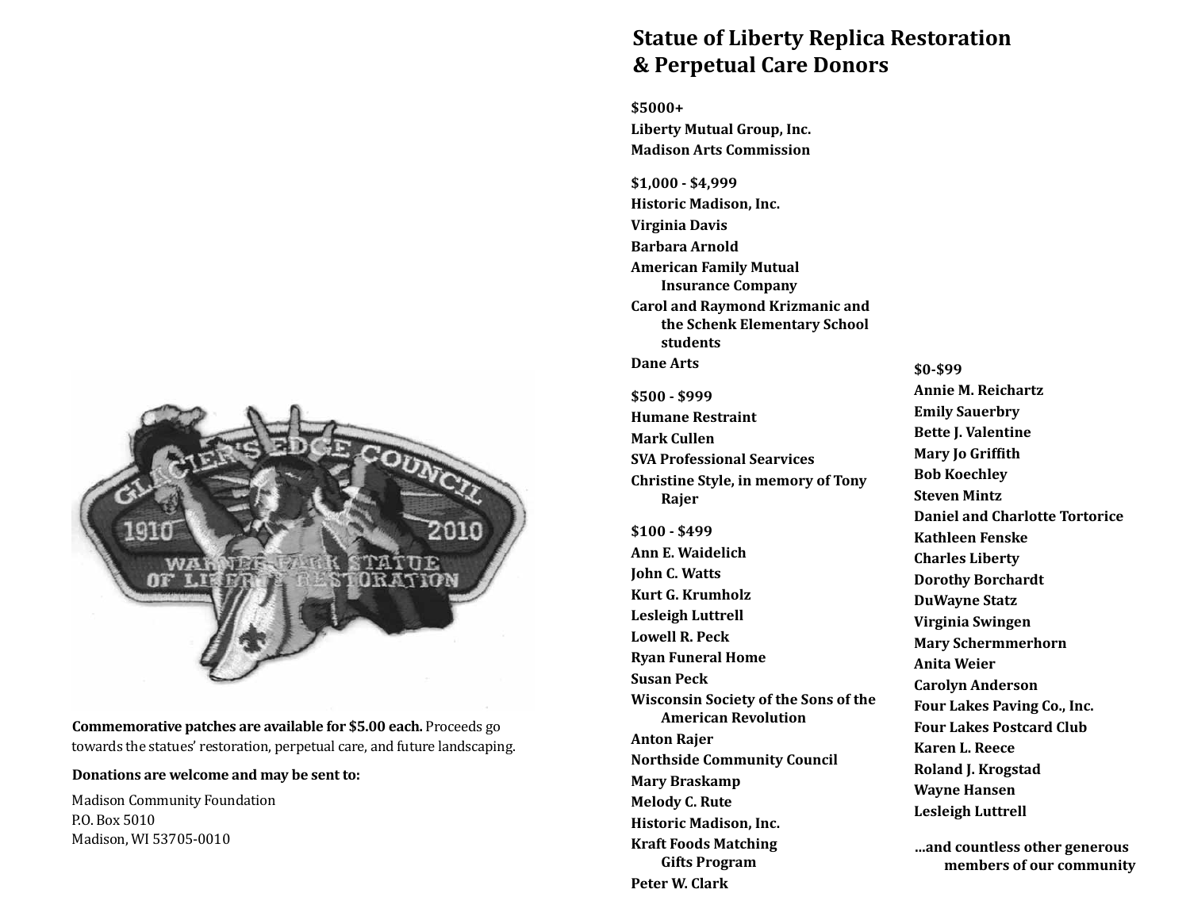**Commemorative patches are available for $5.00 each.** Proceeds go towards the statues' restoration, perpetual care, and future landscaping.

**Donations are welcome and may be sent to:**

Madison Community Foundation
P.O. Box 5010
Madison, WI 53705-0010

## Statue of Liberty Replica Restoration & Perpetual Care Donors

**$5000+**

**Liberty Mutual Group, Inc.**
**Madison Arts Commission**

**$1,000 - $4,999**

**Historic Madison, Inc.**
**Virginia Davis**
**Barbara Arnold**
**American Family Mutual Insurance Company**
**Carol and Raymond Krizmanic and the Schenk Elementary School students**
**Dane Arts**

**$500 - $999**

**Humane Restraint**
**Mark Cullen**
**SVA Professional Searvices**
**Christine Style, in memory of Tony Rajer**

**$100 - $499**

**Ann E. Waidelich**
**John C. Watts**
**Kurt G. Krumholz**
**Lesleigh Luttrell**
**Lowell R. Peck**
**Ryan Funeral Home**
**Susan Peck**
**Wisconsin Society of the Sons of the American Revolution**
**Anton Rajer**
**Northside Community Council**
**Mary Braskamp**
**Melody C. Rute**
**Historic Madison, Inc.**
**Kraft Foods Matching Gifts Program**
**Peter W. Clark**

**$0-$99**

**Annie M. Reichartz**
**Emily Sauerbry**
**Bette J. Valentine**
**Mary Jo Griffith**
**Bob Koechley**
**Steven Mintz**
**Daniel and Charlotte Tortorice**
**Kathleen Fenske**
**Charles Liberty**
**Dorothy Borchardt**
**DuWayne Statz**
**Virginia Swingen**
**Mary Schermmerhorn**
**Anita Weier**
**Carolyn Anderson**
**Four Lakes Paving Co., Inc.**
**Four Lakes Postcard Club**
**Karen L. Reece**
**Roland J. Krogstad**
**Wayne Hansen**
**Lesleigh Luttrell**

**...and countless other generous members of our community**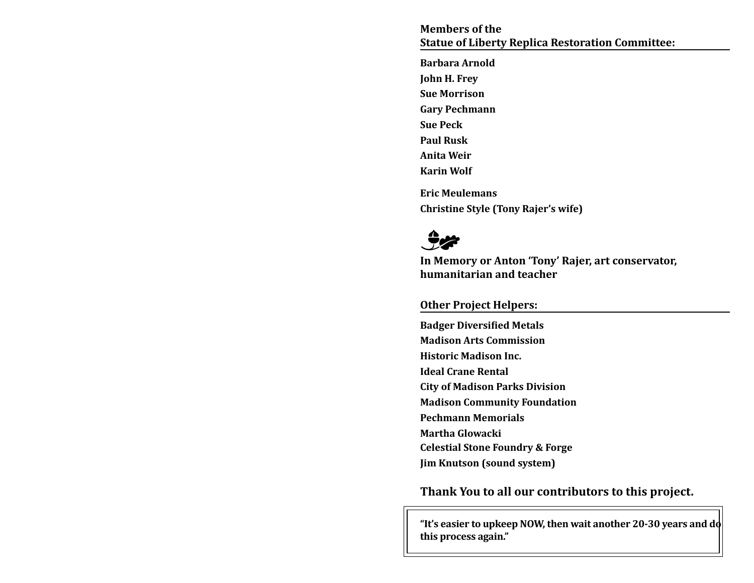## Members of the Statue of Liberty Replica Restoration Committee:

**Barbara Arnold**
**John H. Frey**
**Sue Morrison**
**Gary Pechmann**
**Sue Peck**
**Paul Rusk**
**Anita Weir**
**Karin Wolf**

**Eric Meulemans**
**Christine Style (Tony Rajer's wife)**

**In Memory or Anton 'Tony' Rajer, art conservator, humanitarian and teacher**

## Other Project Helpers:

**Badger Diversified Metals**
**Madison Arts Commission**
**Historic Madison Inc.**
**Ideal Crane Rental**
**City of Madison Parks Division**
**Madison Community Foundation**
**Pechmann Memorials**
**Martha Glowacki**
**Celestial Stone Foundry & Forge**
**Jim Knutson (sound system)**

### Thank You to all our contributors to this project.

> **"It's easier to upkeep NOW, then wait another 20-30 years and do this process again."**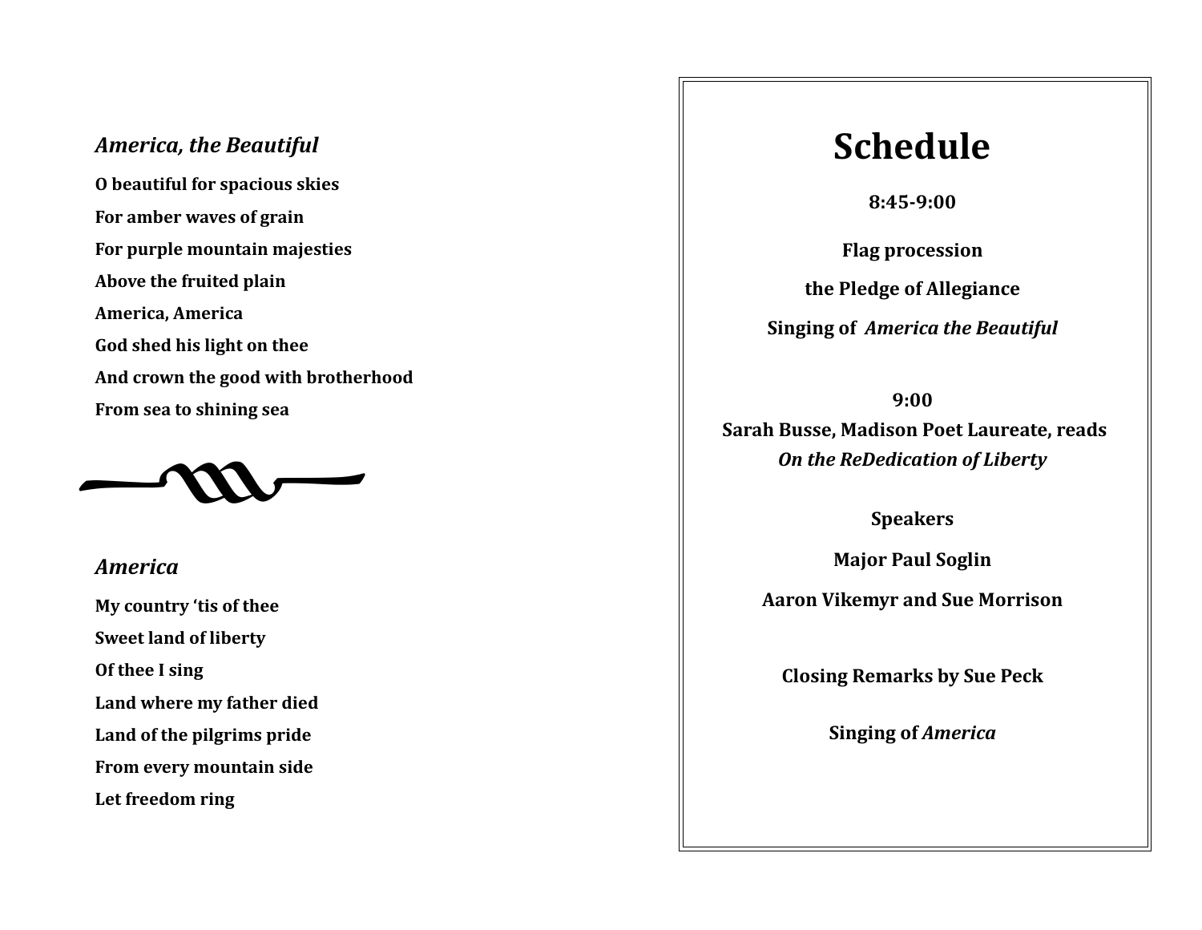### *America, the Beautiful*

**O beautiful for spacious skies**

**For amber waves of grain**

**For purple mountain majesties**

**Above the fruited plain**

**America, America**

**God shed his light on thee**

**And crown the good with brotherhood**

**From sea to shining sea**

### *America*

**My country 'tis of thee**

**Sweet land of liberty**

**Of thee I sing**

**Land where my father died**

**Land of the pilgrims pride**

**From every mountain side**

**Let freedom ring**

# Schedule

**8:45-9:00**

**Flag procession**

**the Pledge of Allegiance**

**Singing of *America the Beautiful***

**9:00**

**Sarah Busse, Madison Poet Laureate, reads**
***On the ReDedication of Liberty***

**Speakers**

**Major Paul Soglin**

**Aaron Vikemyr and Sue Morrison**

**Closing Remarks by Sue Peck**

**Singing of *America***